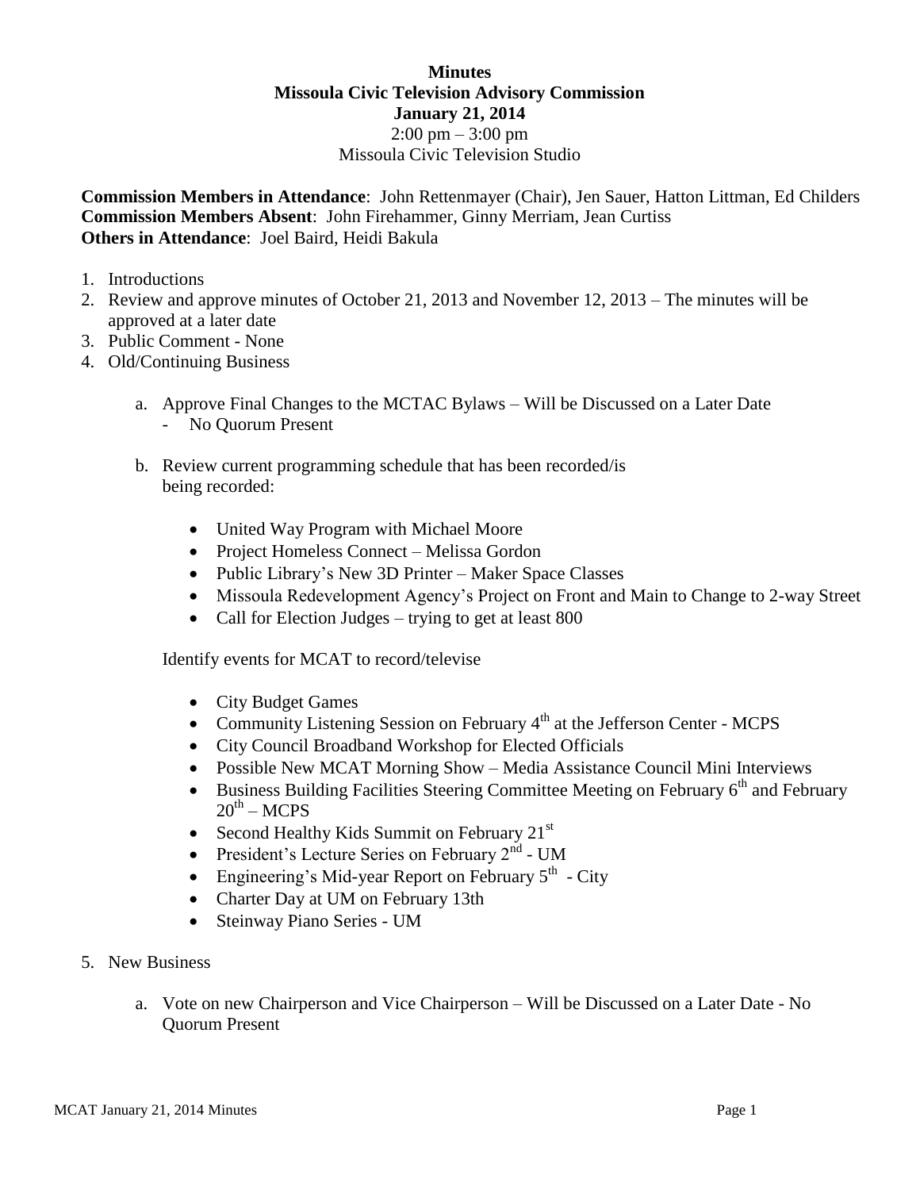**Minutes**
**Missoula Civic Television Advisory Commission**
**January 21, 2014**
2:00 pm – 3:00 pm
Missoula Civic Television Studio

**Commission Members in Attendance**: John Rettenmayer (Chair), Jen Sauer, Hatton Littman, Ed Childers
**Commission Members Absent**: John Firehammer, Ginny Merriam, Jean Curtiss
**Others in Attendance**: Joel Baird, Heidi Bakula

1. Introductions
2. Review and approve minutes of October 21, 2013 and November 12, 2013 – The minutes will be approved at a later date
3. Public Comment - None
4. Old/Continuing Business

    a. Approve Final Changes to the MCTAC Bylaws – Will be Discussed on a Later Date
        - No Quorum Present

    b. Review current programming schedule that has been recorded/is being recorded:

    - United Way Program with Michael Moore
    - Project Homeless Connect – Melissa Gordon
    - Public Library's New 3D Printer – Maker Space Classes
    - Missoula Redevelopment Agency's Project on Front and Main to Change to 2-way Street
    - Call for Election Judges – trying to get at least 800

    Identify events for MCAT to record/televise

    - City Budget Games
    - Community Listening Session on February 4th at the Jefferson Center - MCPS
    - City Council Broadband Workshop for Elected Officials
    - Possible New MCAT Morning Show – Media Assistance Council Mini Interviews
    - Business Building Facilities Steering Committee Meeting on February 6th and February 20th – MCPS
    - Second Healthy Kids Summit on February 21st
    - President's Lecture Series on February 2nd - UM
    - Engineering's Mid-year Report on February 5th - City
    - Charter Day at UM on February 13th
    - Steinway Piano Series - UM

5. New Business

    a. Vote on new Chairperson and Vice Chairperson – Will be Discussed on a Later Date - No Quorum Present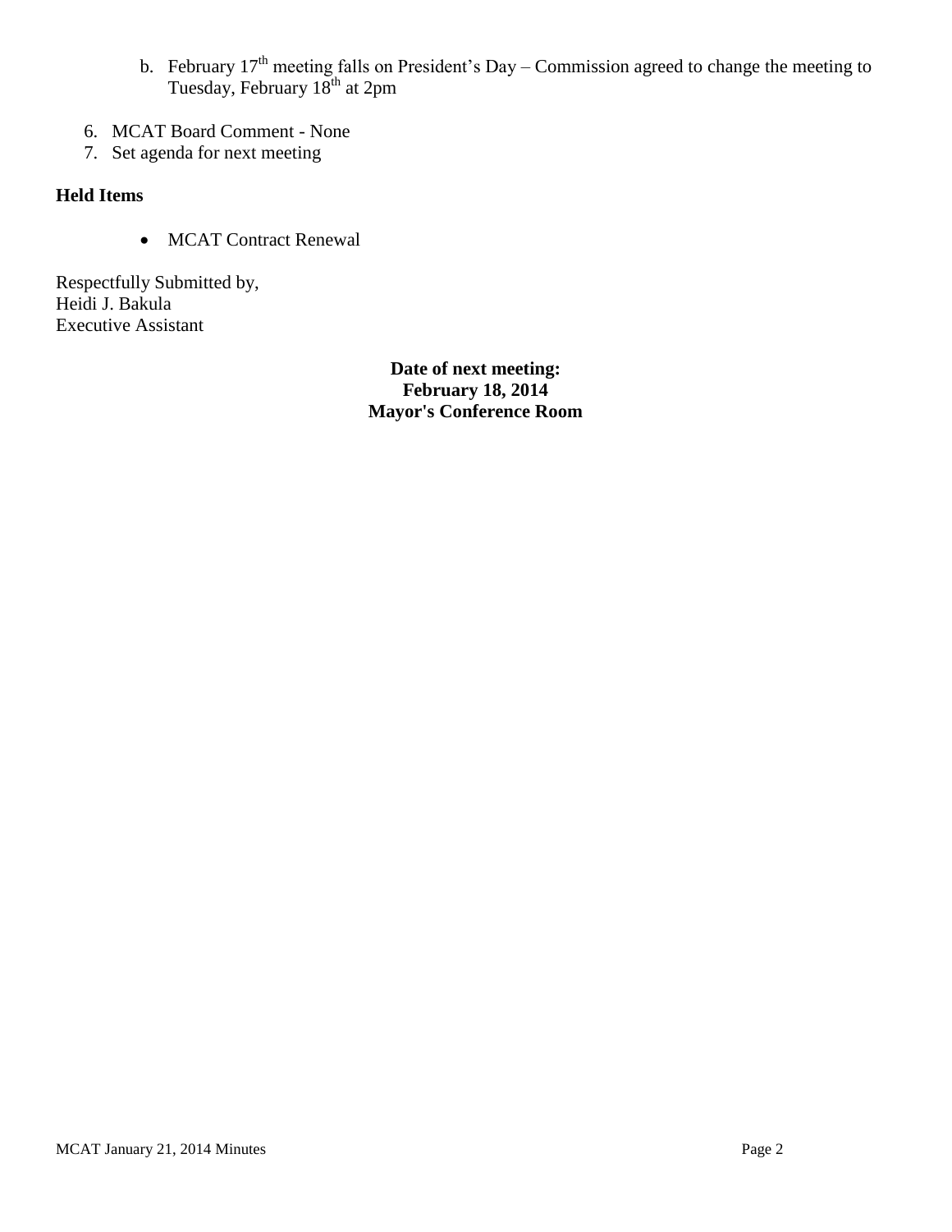b. February 17th meeting falls on President's Day – Commission agreed to change the meeting to Tuesday, February 18th at 2pm

6. MCAT Board Comment - None
7. Set agenda for next meeting

**Held Items**

- MCAT Contract Renewal

Respectfully Submitted by,
Heidi J. Bakula
Executive Assistant

**Date of next meeting:**
**February 18, 2014**
**Mayor's Conference Room**